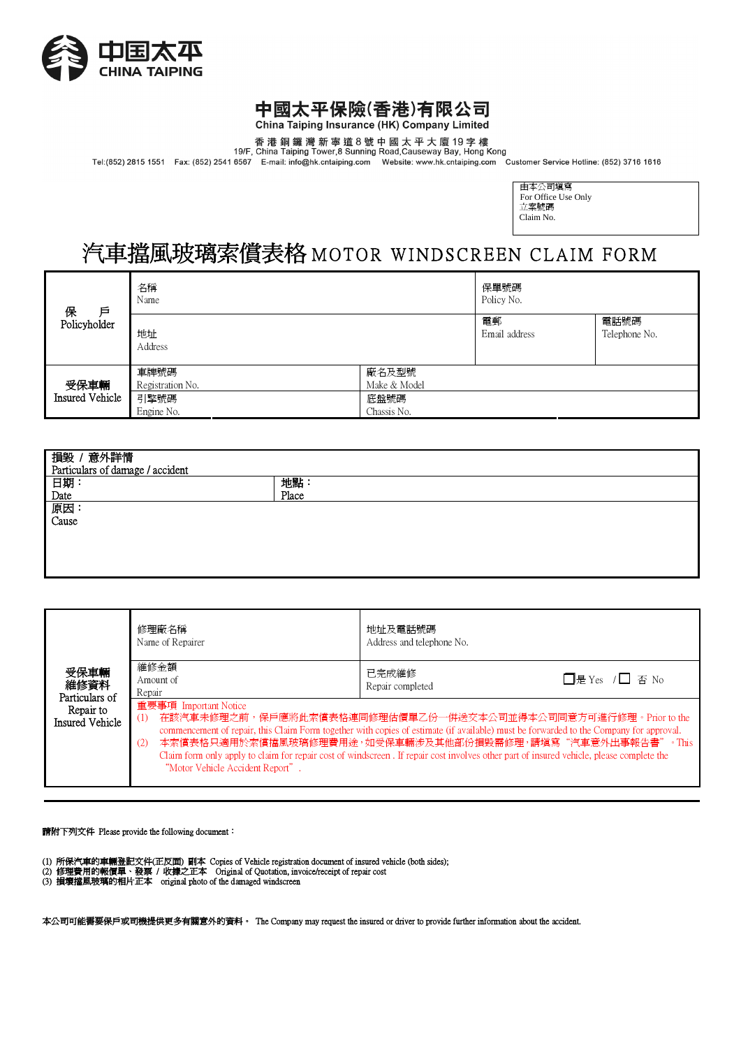中国太平
CHINA TAIPING

# 中國太平保險(香港)有限公司
China Taiping Insurance (HK) Company Limited

香 港 銅 鑼 灣 新 寧 道 8 號 中 國 太 平 大 廈 19 字 樓
19/F, China Taiping Tower,8 Sunning Road,Causeway Bay, Hong Kong
Tel:(852) 2815 1551 Fax: (852) 2541 6567 E-mail: info@hk.cntaiping.com Website: www.hk.cntaiping.com Customer Service Hotline: (852) 3716 1616

| 由本公司填寫 For Office Use Only |
|---|
| 立案號碼 Claim No. |

# 汽車擋風玻璃索償表格 MOTOR WINDSCREEN CLAIM FORM

| | | | | |
|---|---|---|---|---|
| 保　戶 Policyholder | 名稱 Name | | 保單號碼 Policy No. | |
| | 地址 Address | | 電郵 Email address | 電話號碼 Telephone No. |
| 受保車輛 Insured Vehicle | 車牌號碼 Registration No. | 廠名及型號 Make & Model | | |
| | 引擎號碼 Engine No. | 底盤號碼 Chassis No. | | |

| 損毀 / 意外詳情 Particulars of damage / accident | |
|---|---|
| 日期： Date | 地點： Place |
| 原因： Cause | |

| | | | |
|---|---|---|---|
| 受保車輛維修資料 Particulars of Repair to Insured Vehicle | 修理廠名稱 Name of Repairer | 地址及電話號碼 Address and telephone No. | |
| | 維修金額 Amount of Repair | 已完成維修 Repair completed | ☐是 Yes / ☐ 否 No |
| | 重要事項 Important Notice<br>(1) 在該汽車未修理之前，保戶應將此索償表格連同修理估價單乙份一併送交本公司並得本公司同意方可進行修理。Prior to the commencement of repair, this Claim Form together with copies of estimate (if available) must be forwarded to the Company for approval.<br>(2) 本索償表格只適用於索償擋風玻璃修理費用途，如受保車輛涉及其他部份損毀需修理，請填寫 "汽車意外出事報告書" 。This Claim form only apply to claim for repair cost of windscreen . If repair cost involves other part of insured vehicle, please complete the "Motor Vehicle Accident Report" . | | |

**請附下列文件** Please provide the following document：

(1) 所保汽車的車輛登記文件(正反面) 副本 Copies of Vehicle registration document of insured vehicle (both sides);
(2) 修理費用的報價單、發票 / 收據之正本 Original of Quotation, invoice/receipt of repair cost
(3) 損壞擋風玻璃的相片正本 original photo of the damaged windscreen

**本公司可能需要保戶或司機提供更多有關意外的資料。** The Company may request the insured or driver to provide further information about the accident.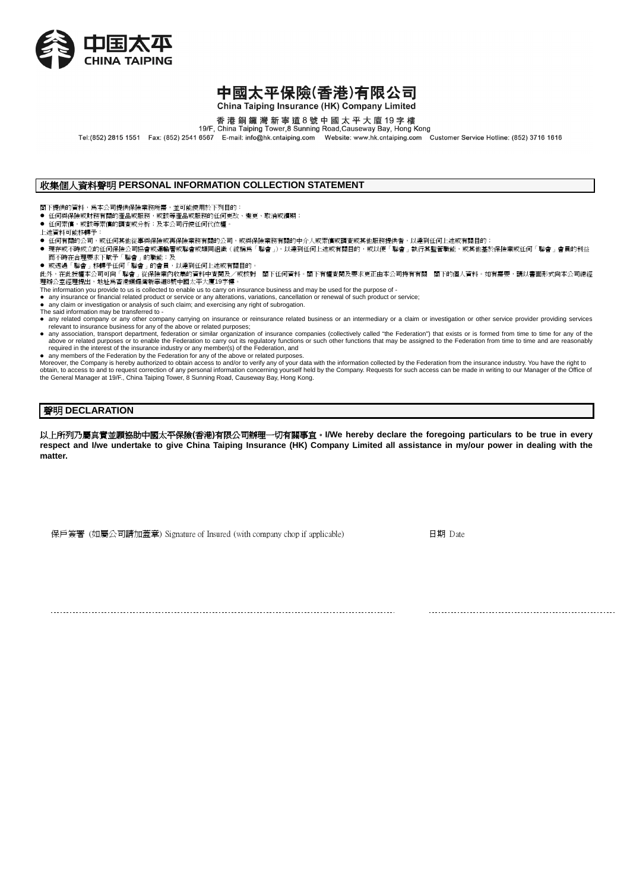中国太平
CHINA TAIPING

# 中國太平保險(香港)有限公司

**China Taiping Insurance (HK) Company Limited**

香港銅鑼灣新寧道8號中國太平大廈19字樓
19/F, China Taiping Tower,8 Sunning Road,Causeway Bay, Hong Kong
Tel:(852) 2815 1551 Fax: (852) 2541 6567 E-mail: info@hk.cntaiping.com Website: www.hk.cntaiping.com Customer Service Hotline: (852) 3716 1616

## 收集個人資料聲明 PERSONAL INFORMATION COLLECTION STATEMENT

閣下提供的資料，爲本公司提供保險業務所需，並可能使用於下列目的：

- 任何與保險或財務有關的產品或服務，或該等產品或服務的任何更改、變更、取消或續期；
- 任何索償，或該等索償的調查或分析；及本公司行使任何代位權。

上述資料可能移轉予：

- 任何有關的公司，或任何其他從事與保險或再保險業務有關的公司，或與保險業務有關的中介人或索償或調查或其他服務提供者，以達到任何上述或有關目的；
- 現存或不時成立的任何保險公司協會或運輸署或聯會或類同組織（統稱爲「聯會」），以達到任何上述或有關目的，或以便「聯會」執行其監管職能，或其他基於保險業或任何「聯會」會員的利益而不時在合理要求下賦予「聯會」的職能；及
- 或透過「聯會」移轉予任何「聯會」的會員，以達到任何上述或有關目的。

此外，在此授權本公司可向「聯會」從保險業內收集的資料中查閱及／或核對 閣下任何資料。閣下有權查閱及要求更正由本公司持有有關 閣下的個人資料。如有需要，請以書面形式向本公司總經理辦公室經理提出，地址爲香港銅鑼灣新寧道8號中國太平大廈19字樓。

The information you provide to us is collected to enable us to carry on insurance business and may be used for the purpose of -

- any insurance or financial related product or service or any alterations, variations, cancellation or renewal of such product or service;
- any claim or investigation or analysis of such claim; and exercising any right of subrogation.

The said information may be transferred to -

- any related company or any other company carrying on insurance or reinsurance related business or an intermediary or a claim or investigation or other service provider providing services relevant to insurance business for any of the above or related purposes;
- any association, transport department, federation or similar organization of insurance companies (collectively called "the Federation") that exists or is formed from time to time for any of the above or related purposes or to enable the Federation to carry out its regulatory functions or such other functions that may be assigned to the Federation from time to time and are reasonably required in the interest of the insurance industry or any member(s) of the Federation, and
- any members of the Federation by the Federation for any of the above or related purposes.

Moreover, the Company is hereby authorized to obtain access to and/or to verify any of your data with the information collected by the Federation from the insurance industry. You have the right to obtain, to access to and to request correction of any personal information concerning yourself held by the Company. Requests for such access can be made in writing to our Manager of the Office of the General Manager at 19/F., China Taiping Tower, 8 Sunning Road, Causeway Bay, Hong Kong.

## 聲明 DECLARATION

**以上所列乃屬真實並願協助中國太平保險(香港)有限公司辦理一切有關事宜。I/We hereby declare the foregoing particulars to be true in every respect and I/we undertake to give China Taiping Insurance (HK) Company Limited all assistance in my/our power in dealing with the matter.**

保戶簽署 (如屬公司請加蓋章) Signature of Insured (with company chop if applicable) ...............................................

日期 Date ...............................................